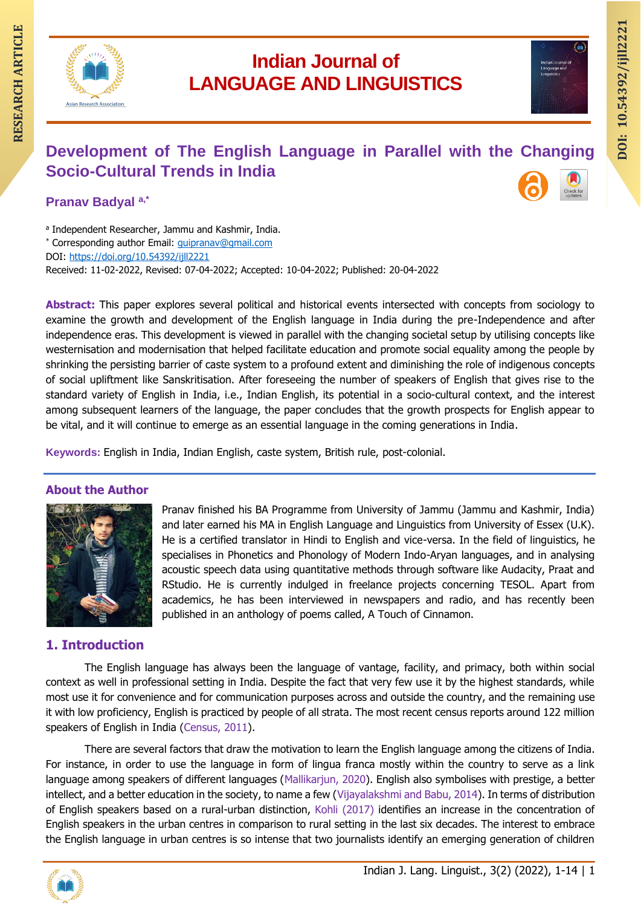# Development of The English Language in Parallel with the Changing Socio-Cultural Trends in India

**Pranav Badyal** [a,*]

[a] Independent Researcher, Jammu and Kashmir, India.
[*] Corresponding author Email: guipranav@gmail.com
DOI: https://doi.org/10.54392/ijll2221
Received: 11-02-2022, Revised: 07-04-2022; Accepted: 10-04-2022; Published: 20-04-2022

**Abstract:** This paper explores several political and historical events intersected with concepts from sociology to examine the growth and development of the English language in India during the pre-Independence and after independence eras. This development is viewed in parallel with the changing societal setup by utilising concepts like westernisation and modernisation that helped facilitate education and promote social equality among the people by shrinking the persisting barrier of caste system to a profound extent and diminishing the role of indigenous concepts of social upliftment like Sanskritisation. After foreseeing the number of speakers of English that gives rise to the standard variety of English in India, i.e., Indian English, its potential in a socio-cultural context, and the interest among subsequent learners of the language, the paper concludes that the growth prospects for English appear to be vital, and it will continue to emerge as an essential language in the coming generations in India.

**Keywords:** English in India, Indian English, caste system, British rule, post-colonial.

## About the Author

Pranav finished his BA Programme from University of Jammu (Jammu and Kashmir, India) and later earned his MA in English Language and Linguistics from University of Essex (U.K). He is a certified translator in Hindi to English and vice-versa. In the field of linguistics, he specialises in Phonetics and Phonology of Modern Indo-Aryan languages, and in analysing acoustic speech data using quantitative methods through software like Audacity, Praat and RStudio. He is currently indulged in freelance projects concerning TESOL. Apart from academics, he has been interviewed in newspapers and radio, and has recently been published in an anthology of poems called, A Touch of Cinnamon.

## 1. Introduction

The English language has always been the language of vantage, facility, and primacy, both within social context as well in professional setting in India. Despite the fact that very few use it by the highest standards, while most use it for convenience and for communication purposes across and outside the country, and the remaining use it with low proficiency, English is practiced by people of all strata. The most recent census reports around 122 million speakers of English in India (Census, 2011).

There are several factors that draw the motivation to learn the English language among the citizens of India. For instance, in order to use the language in form of lingua franca mostly within the country to serve as a link language among speakers of different languages (Mallikarjun, 2020). English also symbolises with prestige, a better intellect, and a better education in the society, to name a few (Vijayalakshmi and Babu, 2014). In terms of distribution of English speakers based on a rural-urban distinction, Kohli (2017) identifies an increase in the concentration of English speakers in the urban centres in comparison to rural setting in the last six decades. The interest to embrace the English language in urban centres is so intense that two journalists identify an emerging generation of children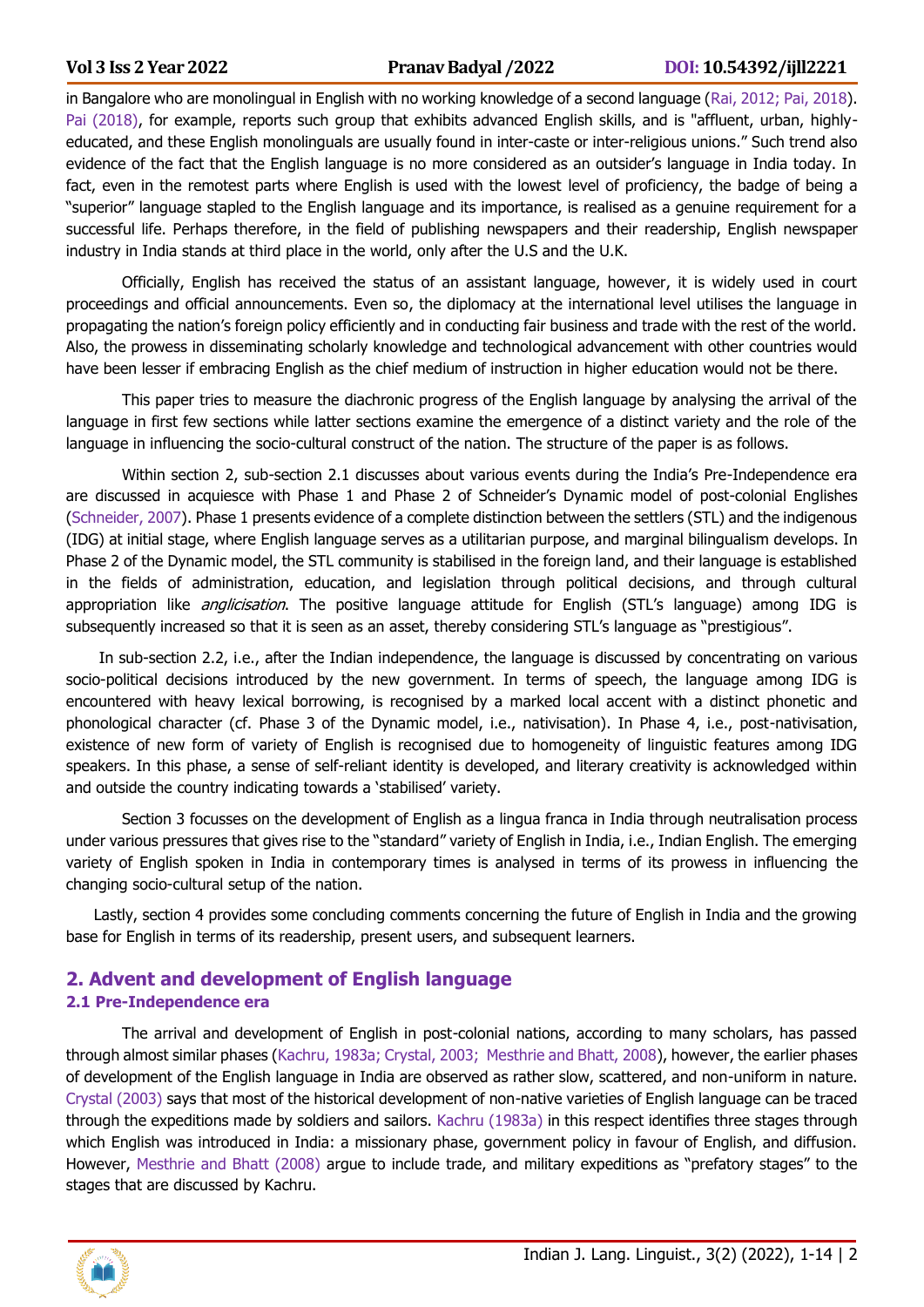in Bangalore who are monolingual in English with no working knowledge of a second language (Rai, 2012; Pai, 2018). Pai (2018), for example, reports such group that exhibits advanced English skills, and is "affluent, urban, highly-educated, and these English monolinguals are usually found in inter-caste or inter-religious unions." Such trend also evidence of the fact that the English language is no more considered as an outsider's language in India today. In fact, even in the remotest parts where English is used with the lowest level of proficiency, the badge of being a "superior" language stapled to the English language and its importance, is realised as a genuine requirement for a successful life. Perhaps therefore, in the field of publishing newspapers and their readership, English newspaper industry in India stands at third place in the world, only after the U.S and the U.K.

Officially, English has received the status of an assistant language, however, it is widely used in court proceedings and official announcements. Even so, the diplomacy at the international level utilises the language in propagating the nation's foreign policy efficiently and in conducting fair business and trade with the rest of the world. Also, the prowess in disseminating scholarly knowledge and technological advancement with other countries would have been lesser if embracing English as the chief medium of instruction in higher education would not be there.

This paper tries to measure the diachronic progress of the English language by analysing the arrival of the language in first few sections while latter sections examine the emergence of a distinct variety and the role of the language in influencing the socio-cultural construct of the nation. The structure of the paper is as follows.

Within section 2, sub-section 2.1 discusses about various events during the India's Pre-Independence era are discussed in acquiesce with Phase 1 and Phase 2 of Schneider's Dynamic model of post-colonial Englishes (Schneider, 2007). Phase 1 presents evidence of a complete distinction between the settlers (STL) and the indigenous (IDG) at initial stage, where English language serves as a utilitarian purpose, and marginal bilingualism develops. In Phase 2 of the Dynamic model, the STL community is stabilised in the foreign land, and their language is established in the fields of administration, education, and legislation through political decisions, and through cultural appropriation like *anglicisation*. The positive language attitude for English (STL's language) among IDG is subsequently increased so that it is seen as an asset, thereby considering STL's language as "prestigious".

In sub-section 2.2, i.e., after the Indian independence, the language is discussed by concentrating on various socio-political decisions introduced by the new government. In terms of speech, the language among IDG is encountered with heavy lexical borrowing, is recognised by a marked local accent with a distinct phonetic and phonological character (cf. Phase 3 of the Dynamic model, i.e., nativisation). In Phase 4, i.e., post-nativisation, existence of new form of variety of English is recognised due to homogeneity of linguistic features among IDG speakers. In this phase, a sense of self-reliant identity is developed, and literary creativity is acknowledged within and outside the country indicating towards a 'stabilised' variety.

Section 3 focusses on the development of English as a lingua franca in India through neutralisation process under various pressures that gives rise to the "standard" variety of English in India, i.e., Indian English. The emerging variety of English spoken in India in contemporary times is analysed in terms of its prowess in influencing the changing socio-cultural setup of the nation.

Lastly, section 4 provides some concluding comments concerning the future of English in India and the growing base for English in terms of its readership, present users, and subsequent learners.

## 2. Advent and development of English language

### 2.1 Pre-Independence era

The arrival and development of English in post-colonial nations, according to many scholars, has passed through almost similar phases (Kachru, 1983a; Crystal, 2003; Mesthrie and Bhatt, 2008), however, the earlier phases of development of the English language in India are observed as rather slow, scattered, and non-uniform in nature. Crystal (2003) says that most of the historical development of non-native varieties of English language can be traced through the expeditions made by soldiers and sailors. Kachru (1983a) in this respect identifies three stages through which English was introduced in India: a missionary phase, government policy in favour of English, and diffusion. However, Mesthrie and Bhatt (2008) argue to include trade, and military expeditions as "prefatory stages" to the stages that are discussed by Kachru.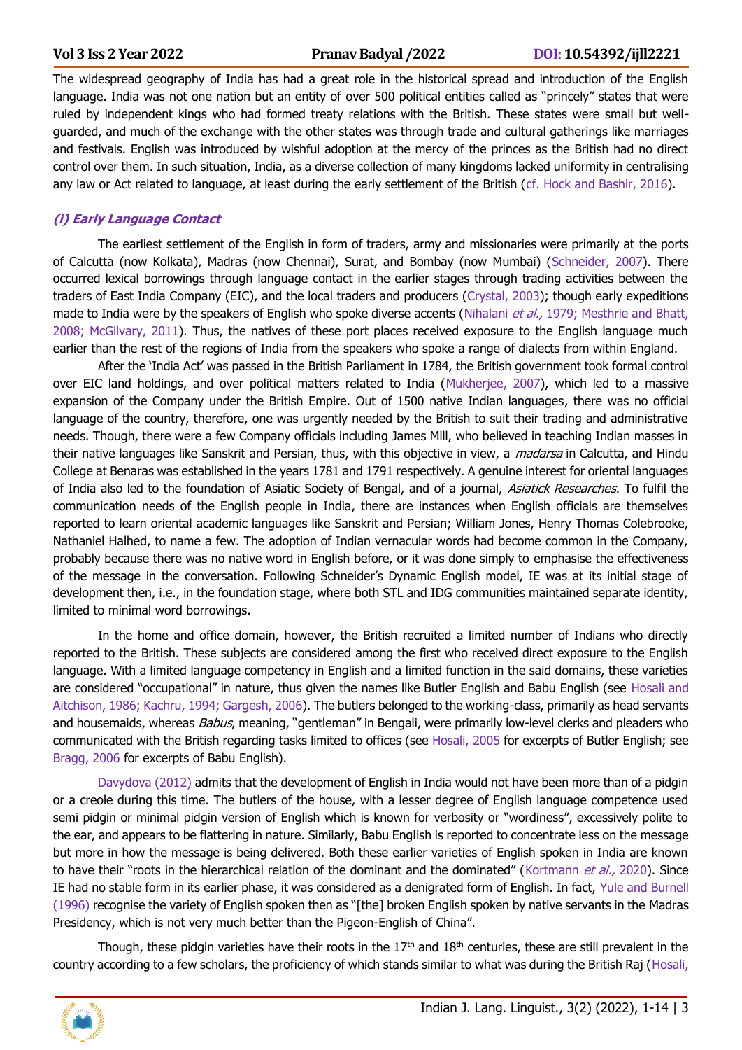The widespread geography of India has had a great role in the historical spread and introduction of the English language. India was not one nation but an entity of over 500 political entities called as "princely" states that were ruled by independent kings who had formed treaty relations with the British. These states were small but well-guarded, and much of the exchange with the other states was through trade and cultural gatherings like marriages and festivals. English was introduced by wishful adoption at the mercy of the princes as the British had no direct control over them. In such situation, India, as a diverse collection of many kingdoms lacked uniformity in centralising any law or Act related to language, at least during the early settlement of the British (cf. Hock and Bashir, 2016).

***(i) Early Language Contact***

The earliest settlement of the English in form of traders, army and missionaries were primarily at the ports of Calcutta (now Kolkata), Madras (now Chennai), Surat, and Bombay (now Mumbai) (Schneider, 2007). There occurred lexical borrowings through language contact in the earlier stages through trading activities between the traders of East India Company (EIC), and the local traders and producers (Crystal, 2003); though early expeditions made to India were by the speakers of English who spoke diverse accents (Nihalani *et al.,* 1979; Mesthrie and Bhatt, 2008; McGilvary, 2011). Thus, the natives of these port places received exposure to the English language much earlier than the rest of the regions of India from the speakers who spoke a range of dialects from within England.

After the 'India Act' was passed in the British Parliament in 1784, the British government took formal control over EIC land holdings, and over political matters related to India (Mukherjee, 2007), which led to a massive expansion of the Company under the British Empire. Out of 1500 native Indian languages, there was no official language of the country, therefore, one was urgently needed by the British to suit their trading and administrative needs. Though, there were a few Company officials including James Mill, who believed in teaching Indian masses in their native languages like Sanskrit and Persian, thus, with this objective in view, a *madarsa* in Calcutta, and Hindu College at Benaras was established in the years 1781 and 1791 respectively. A genuine interest for oriental languages of India also led to the foundation of Asiatic Society of Bengal, and of a journal, *Asiatick Researches*. To fulfil the communication needs of the English people in India, there are instances when English officials are themselves reported to learn oriental academic languages like Sanskrit and Persian; William Jones, Henry Thomas Colebrooke, Nathaniel Halhed, to name a few. The adoption of Indian vernacular words had become common in the Company, probably because there was no native word in English before, or it was done simply to emphasise the effectiveness of the message in the conversation. Following Schneider's Dynamic English model, IE was at its initial stage of development then, i.e., in the foundation stage, where both STL and IDG communities maintained separate identity, limited to minimal word borrowings.

In the home and office domain, however, the British recruited a limited number of Indians who directly reported to the British. These subjects are considered among the first who received direct exposure to the English language. With a limited language competency in English and a limited function in the said domains, these varieties are considered "occupational" in nature, thus given the names like Butler English and Babu English (see Hosali and Aitchison, 1986; Kachru, 1994; Gargesh, 2006). The butlers belonged to the working-class, primarily as head servants and housemaids, whereas *Babus*, meaning, "gentleman" in Bengali, were primarily low-level clerks and pleaders who communicated with the British regarding tasks limited to offices (see Hosali, 2005 for excerpts of Butler English; see Bragg, 2006 for excerpts of Babu English).

Davydova (2012) admits that the development of English in India would not have been more than of a pidgin or a creole during this time. The butlers of the house, with a lesser degree of English language competence used semi pidgin or minimal pidgin version of English which is known for verbosity or "wordiness", excessively polite to the ear, and appears to be flattering in nature. Similarly, Babu English is reported to concentrate less on the message but more in how the message is being delivered. Both these earlier varieties of English spoken in India are known to have their "roots in the hierarchical relation of the dominant and the dominated" (Kortmann *et al.,* 2020). Since IE had no stable form in its earlier phase, it was considered as a denigrated form of English. In fact, Yule and Burnell (1996) recognise the variety of English spoken then as "[the] broken English spoken by native servants in the Madras Presidency, which is not very much better than the Pigeon-English of China".

Though, these pidgin varieties have their roots in the 17th and 18th centuries, these are still prevalent in the country according to a few scholars, the proficiency of which stands similar to what was during the British Raj (Hosali,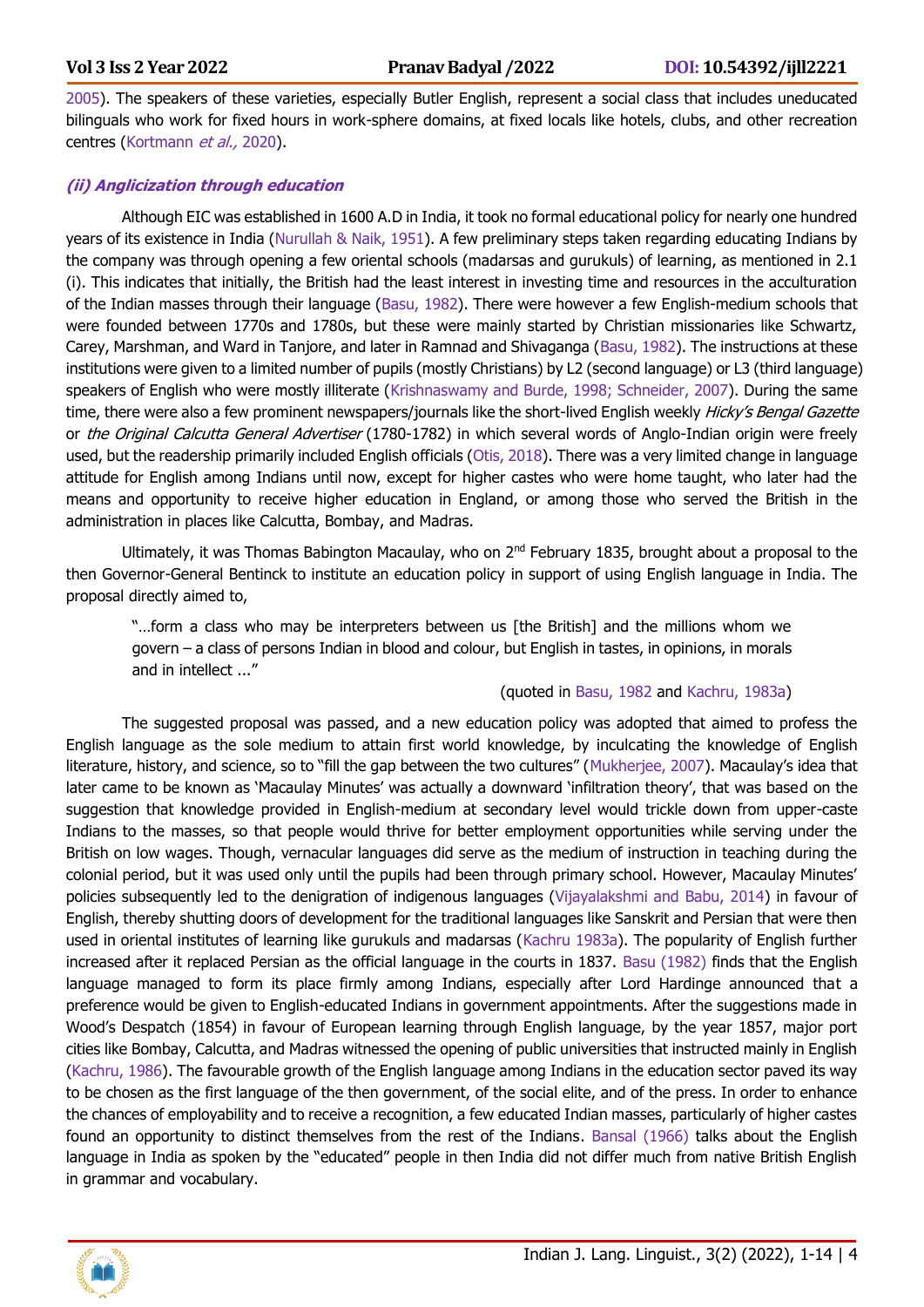2005). The speakers of these varieties, especially Butler English, represent a social class that includes uneducated bilinguals who work for fixed hours in work-sphere domains, at fixed locals like hotels, clubs, and other recreation centres (Kortmann *et al.,* 2020).

### *(ii) Anglicization through education*

Although EIC was established in 1600 A.D in India, it took no formal educational policy for nearly one hundred years of its existence in India (Nurullah & Naik, 1951). A few preliminary steps taken regarding educating Indians by the company was through opening a few oriental schools (madarsas and gurukuls) of learning, as mentioned in 2.1 (i). This indicates that initially, the British had the least interest in investing time and resources in the acculturation of the Indian masses through their language (Basu, 1982). There were however a few English-medium schools that were founded between 1770s and 1780s, but these were mainly started by Christian missionaries like Schwartz, Carey, Marshman, and Ward in Tanjore, and later in Ramnad and Shivaganga (Basu, 1982). The instructions at these institutions were given to a limited number of pupils (mostly Christians) by L2 (second language) or L3 (third language) speakers of English who were mostly illiterate (Krishnaswamy and Burde, 1998; Schneider, 2007). During the same time, there were also a few prominent newspapers/journals like the short-lived English weekly *Hicky's Bengal Gazette* or *the Original Calcutta General Advertiser* (1780-1782) in which several words of Anglo-Indian origin were freely used, but the readership primarily included English officials (Otis, 2018). There was a very limited change in language attitude for English among Indians until now, except for higher castes who were home taught, who later had the means and opportunity to receive higher education in England, or among those who served the British in the administration in places like Calcutta, Bombay, and Madras.

Ultimately, it was Thomas Babington Macaulay, who on 2nd February 1835, brought about a proposal to the then Governor-General Bentinck to institute an education policy in support of using English language in India. The proposal directly aimed to,

> "…form a class who may be interpreters between us [the British] and the millions whom we govern – a class of persons Indian in blood and colour, but English in tastes, in opinions, in morals and in intellect ..."
>
> (quoted in Basu, 1982 and Kachru, 1983a)

The suggested proposal was passed, and a new education policy was adopted that aimed to profess the English language as the sole medium to attain first world knowledge, by inculcating the knowledge of English literature, history, and science, so to "fill the gap between the two cultures" (Mukherjee, 2007). Macaulay's idea that later came to be known as 'Macaulay Minutes' was actually a downward 'infiltration theory', that was based on the suggestion that knowledge provided in English-medium at secondary level would trickle down from upper-caste Indians to the masses, so that people would thrive for better employment opportunities while serving under the British on low wages. Though, vernacular languages did serve as the medium of instruction in teaching during the colonial period, but it was used only until the pupils had been through primary school. However, Macaulay Minutes' policies subsequently led to the denigration of indigenous languages (Vijayalakshmi and Babu, 2014) in favour of English, thereby shutting doors of development for the traditional languages like Sanskrit and Persian that were then used in oriental institutes of learning like gurukuls and madarsas (Kachru 1983a). The popularity of English further increased after it replaced Persian as the official language in the courts in 1837. Basu (1982) finds that the English language managed to form its place firmly among Indians, especially after Lord Hardinge announced that a preference would be given to English-educated Indians in government appointments. After the suggestions made in Wood's Despatch (1854) in favour of European learning through English language, by the year 1857, major port cities like Bombay, Calcutta, and Madras witnessed the opening of public universities that instructed mainly in English (Kachru, 1986). The favourable growth of the English language among Indians in the education sector paved its way to be chosen as the first language of the then government, of the social elite, and of the press. In order to enhance the chances of employability and to receive a recognition, a few educated Indian masses, particularly of higher castes found an opportunity to distinct themselves from the rest of the Indians. Bansal (1966) talks about the English language in India as spoken by the "educated" people in then India did not differ much from native British English in grammar and vocabulary.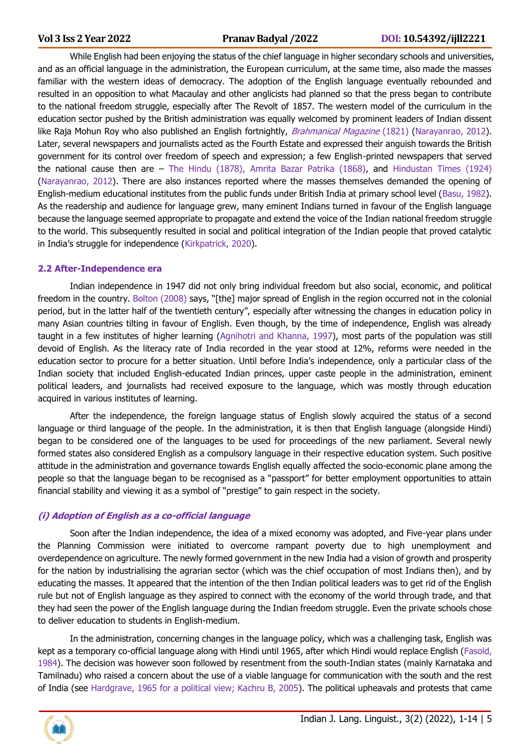While English had been enjoying the status of the chief language in higher secondary schools and universities, and as an official language in the administration, the European curriculum, at the same time, also made the masses familiar with the western ideas of democracy. The adoption of the English language eventually rebounded and resulted in an opposition to what Macaulay and other anglicists had planned so that the press began to contribute to the national freedom struggle, especially after The Revolt of 1857. The western model of the curriculum in the education sector pushed by the British administration was equally welcomed by prominent leaders of Indian dissent like Raja Mohun Roy who also published an English fortnightly, *Brahmanical Magazine* (1821) (Narayanrao, 2012). Later, several newspapers and journalists acted as the Fourth Estate and expressed their anguish towards the British government for its control over freedom of speech and expression; a few English-printed newspapers that served the national cause then are – The Hindu (1878), Amrita Bazar Patrika (1868), and Hindustan Times (1924) (Narayanrao, 2012). There are also instances reported where the masses themselves demanded the opening of English-medium educational institutes from the public funds under British India at primary school level (Basu, 1982). As the readership and audience for language grew, many eminent Indians turned in favour of the English language because the language seemed appropriate to propagate and extend the voice of the Indian national freedom struggle to the world. This subsequently resulted in social and political integration of the Indian people that proved catalytic in India's struggle for independence (Kirkpatrick, 2020).

### 2.2 After-Independence era

Indian independence in 1947 did not only bring individual freedom but also social, economic, and political freedom in the country. Bolton (2008) says, "[the] major spread of English in the region occurred not in the colonial period, but in the latter half of the twentieth century", especially after witnessing the changes in education policy in many Asian countries tilting in favour of English. Even though, by the time of independence, English was already taught in a few institutes of higher learning (Agnihotri and Khanna, 1997), most parts of the population was still devoid of English. As the literacy rate of India recorded in the year stood at 12%, reforms were needed in the education sector to procure for a better situation. Until before India's independence, only a particular class of the Indian society that included English-educated Indian princes, upper caste people in the administration, eminent political leaders, and journalists had received exposure to the language, which was mostly through education acquired in various institutes of learning.

After the independence, the foreign language status of English slowly acquired the status of a second language or third language of the people. In the administration, it is then that English language (alongside Hindi) began to be considered one of the languages to be used for proceedings of the new parliament. Several newly formed states also considered English as a compulsory language in their respective education system. Such positive attitude in the administration and governance towards English equally affected the socio-economic plane among the people so that the language began to be recognised as a "passport" for better employment opportunities to attain financial stability and viewing it as a symbol of "prestige" to gain respect in the society.

#### *(i) Adoption of English as a co-official language*

Soon after the Indian independence, the idea of a mixed economy was adopted, and Five-year plans under the Planning Commission were initiated to overcome rampant poverty due to high unemployment and overdependence on agriculture. The newly formed government in the new India had a vision of growth and prosperity for the nation by industrialising the agrarian sector (which was the chief occupation of most Indians then), and by educating the masses. It appeared that the intention of the then Indian political leaders was to get rid of the English rule but not of English language as they aspired to connect with the economy of the world through trade, and that they had seen the power of the English language during the Indian freedom struggle. Even the private schools chose to deliver education to students in English-medium.

In the administration, concerning changes in the language policy, which was a challenging task, English was kept as a temporary co-official language along with Hindi until 1965, after which Hindi would replace English (Fasold, 1984). The decision was however soon followed by resentment from the south-Indian states (mainly Karnataka and Tamilnadu) who raised a concern about the use of a viable language for communication with the south and the rest of India (see Hardgrave, 1965 for a political view; Kachru B, 2005). The political upheavals and protests that came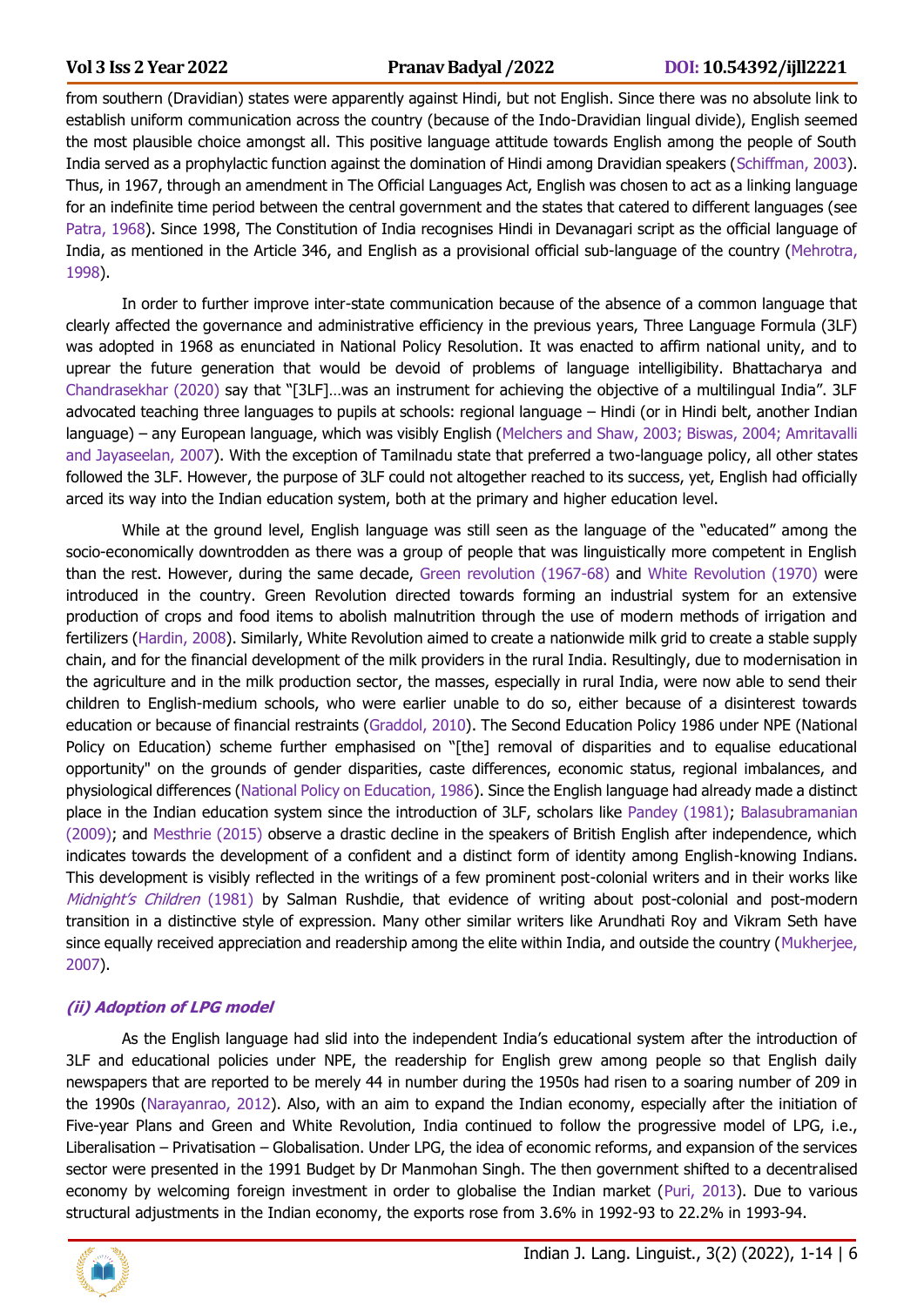from southern (Dravidian) states were apparently against Hindi, but not English. Since there was no absolute link to establish uniform communication across the country (because of the Indo-Dravidian lingual divide), English seemed the most plausible choice amongst all. This positive language attitude towards English among the people of South India served as a prophylactic function against the domination of Hindi among Dravidian speakers (Schiffman, 2003). Thus, in 1967, through an amendment in The Official Languages Act, English was chosen to act as a linking language for an indefinite time period between the central government and the states that catered to different languages (see Patra, 1968). Since 1998, The Constitution of India recognises Hindi in Devanagari script as the official language of India, as mentioned in the Article 346, and English as a provisional official sub-language of the country (Mehrotra, 1998).

In order to further improve inter-state communication because of the absence of a common language that clearly affected the governance and administrative efficiency in the previous years, Three Language Formula (3LF) was adopted in 1968 as enunciated in National Policy Resolution. It was enacted to affirm national unity, and to uprear the future generation that would be devoid of problems of language intelligibility. Bhattacharya and Chandrasekhar (2020) say that "[3LF]…was an instrument for achieving the objective of a multilingual India". 3LF advocated teaching three languages to pupils at schools: regional language – Hindi (or in Hindi belt, another Indian language) – any European language, which was visibly English (Melchers and Shaw, 2003; Biswas, 2004; Amritavalli and Jayaseelan, 2007). With the exception of Tamilnadu state that preferred a two-language policy, all other states followed the 3LF. However, the purpose of 3LF could not altogether reached to its success, yet, English had officially arced its way into the Indian education system, both at the primary and higher education level.

While at the ground level, English language was still seen as the language of the "educated" among the socio-economically downtrodden as there was a group of people that was linguistically more competent in English than the rest. However, during the same decade, Green revolution (1967-68) and White Revolution (1970) were introduced in the country. Green Revolution directed towards forming an industrial system for an extensive production of crops and food items to abolish malnutrition through the use of modern methods of irrigation and fertilizers (Hardin, 2008). Similarly, White Revolution aimed to create a nationwide milk grid to create a stable supply chain, and for the financial development of the milk providers in the rural India. Resultingly, due to modernisation in the agriculture and in the milk production sector, the masses, especially in rural India, were now able to send their children to English-medium schools, who were earlier unable to do so, either because of a disinterest towards education or because of financial restraints (Graddol, 2010). The Second Education Policy 1986 under NPE (National Policy on Education) scheme further emphasised on "[the] removal of disparities and to equalise educational opportunity" on the grounds of gender disparities, caste differences, economic status, regional imbalances, and physiological differences (National Policy on Education, 1986). Since the English language had already made a distinct place in the Indian education system since the introduction of 3LF, scholars like Pandey (1981); Balasubramanian (2009); and Mesthrie (2015) observe a drastic decline in the speakers of British English after independence, which indicates towards the development of a confident and a distinct form of identity among English-knowing Indians. This development is visibly reflected in the writings of a few prominent post-colonial writers and in their works like *Midnight's Children* (1981) by Salman Rushdie, that evidence of writing about post-colonial and post-modern transition in a distinctive style of expression. Many other similar writers like Arundhati Roy and Vikram Seth have since equally received appreciation and readership among the elite within India, and outside the country (Mukherjee, 2007).

### *(ii) Adoption of LPG model*

As the English language had slid into the independent India's educational system after the introduction of 3LF and educational policies under NPE, the readership for English grew among people so that English daily newspapers that are reported to be merely 44 in number during the 1950s had risen to a soaring number of 209 in the 1990s (Narayanrao, 2012). Also, with an aim to expand the Indian economy, especially after the initiation of Five-year Plans and Green and White Revolution, India continued to follow the progressive model of LPG, i.e., Liberalisation – Privatisation – Globalisation. Under LPG, the idea of economic reforms, and expansion of the services sector were presented in the 1991 Budget by Dr Manmohan Singh. The then government shifted to a decentralised economy by welcoming foreign investment in order to globalise the Indian market (Puri, 2013). Due to various structural adjustments in the Indian economy, the exports rose from 3.6% in 1992-93 to 22.2% in 1993-94.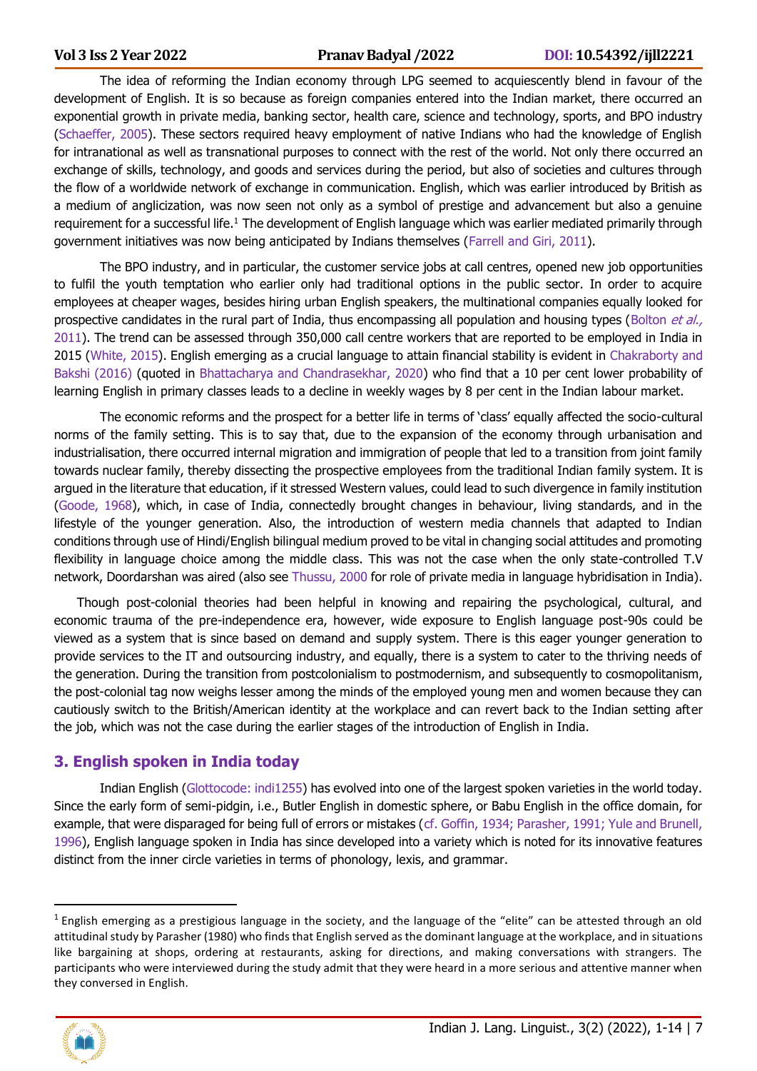The idea of reforming the Indian economy through LPG seemed to acquiescently blend in favour of the development of English. It is so because as foreign companies entered into the Indian market, there occurred an exponential growth in private media, banking sector, health care, science and technology, sports, and BPO industry (Schaeffer, 2005). These sectors required heavy employment of native Indians who had the knowledge of English for intranational as well as transnational purposes to connect with the rest of the world. Not only there occurred an exchange of skills, technology, and goods and services during the period, but also of societies and cultures through the flow of a worldwide network of exchange in communication. English, which was earlier introduced by British as a medium of anglicization, was now seen not only as a symbol of prestige and advancement but also a genuine requirement for a successful life.[1] The development of English language which was earlier mediated primarily through government initiatives was now being anticipated by Indians themselves (Farrell and Giri, 2011).

The BPO industry, and in particular, the customer service jobs at call centres, opened new job opportunities to fulfil the youth temptation who earlier only had traditional options in the public sector. In order to acquire employees at cheaper wages, besides hiring urban English speakers, the multinational companies equally looked for prospective candidates in the rural part of India, thus encompassing all population and housing types (Bolton *et al.,* 2011). The trend can be assessed through 350,000 call centre workers that are reported to be employed in India in 2015 (White, 2015). English emerging as a crucial language to attain financial stability is evident in Chakraborty and Bakshi (2016) (quoted in Bhattacharya and Chandrasekhar, 2020) who find that a 10 per cent lower probability of learning English in primary classes leads to a decline in weekly wages by 8 per cent in the Indian labour market.

The economic reforms and the prospect for a better life in terms of 'class' equally affected the socio-cultural norms of the family setting. This is to say that, due to the expansion of the economy through urbanisation and industrialisation, there occurred internal migration and immigration of people that led to a transition from joint family towards nuclear family, thereby dissecting the prospective employees from the traditional Indian family system. It is argued in the literature that education, if it stressed Western values, could lead to such divergence in family institution (Goode, 1968), which, in case of India, connectedly brought changes in behaviour, living standards, and in the lifestyle of the younger generation. Also, the introduction of western media channels that adapted to Indian conditions through use of Hindi/English bilingual medium proved to be vital in changing social attitudes and promoting flexibility in language choice among the middle class. This was not the case when the only state-controlled T.V network, Doordarshan was aired (also see Thussu, 2000 for role of private media in language hybridisation in India).

Though post-colonial theories had been helpful in knowing and repairing the psychological, cultural, and economic trauma of the pre-independence era, however, wide exposure to English language post-90s could be viewed as a system that is since based on demand and supply system. There is this eager younger generation to provide services to the IT and outsourcing industry, and equally, there is a system to cater to the thriving needs of the generation. During the transition from postcolonialism to postmodernism, and subsequently to cosmopolitanism, the post-colonial tag now weighs lesser among the minds of the employed young men and women because they can cautiously switch to the British/American identity at the workplace and can revert back to the Indian setting after the job, which was not the case during the earlier stages of the introduction of English in India.

## 3. English spoken in India today

Indian English (Glottocode: indi1255) has evolved into one of the largest spoken varieties in the world today. Since the early form of semi-pidgin, i.e., Butler English in domestic sphere, or Babu English in the office domain, for example, that were disparaged for being full of errors or mistakes (cf. Goffin, 1934; Parasher, 1991; Yule and Brunell, 1996), English language spoken in India has since developed into a variety which is noted for its innovative features distinct from the inner circle varieties in terms of phonology, lexis, and grammar.

---

[1] English emerging as a prestigious language in the society, and the language of the "elite" can be attested through an old attitudinal study by Parasher (1980) who finds that English served as the dominant language at the workplace, and in situations like bargaining at shops, ordering at restaurants, asking for directions, and making conversations with strangers. The participants who were interviewed during the study admit that they were heard in a more serious and attentive manner when they conversed in English.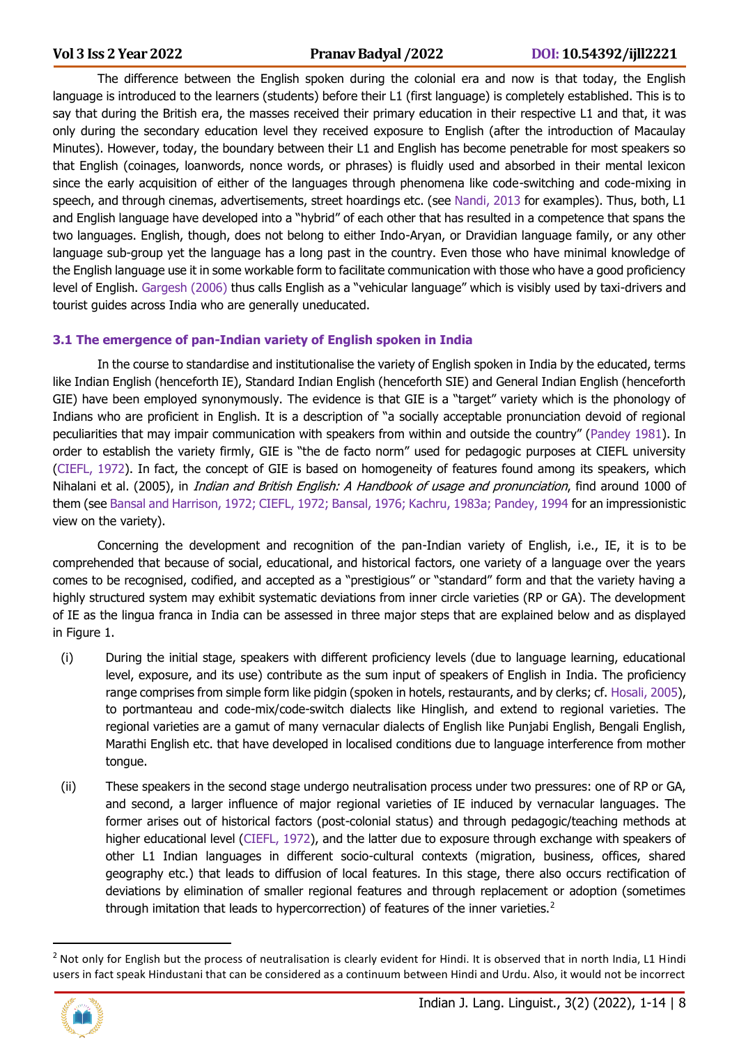The difference between the English spoken during the colonial era and now is that today, the English language is introduced to the learners (students) before their L1 (first language) is completely established. This is to say that during the British era, the masses received their primary education in their respective L1 and that, it was only during the secondary education level they received exposure to English (after the introduction of Macaulay Minutes). However, today, the boundary between their L1 and English has become penetrable for most speakers so that English (coinages, loanwords, nonce words, or phrases) is fluidly used and absorbed in their mental lexicon since the early acquisition of either of the languages through phenomena like code-switching and code-mixing in speech, and through cinemas, advertisements, street hoardings etc. (see Nandi, 2013 for examples). Thus, both, L1 and English language have developed into a "hybrid" of each other that has resulted in a competence that spans the two languages. English, though, does not belong to either Indo-Aryan, or Dravidian language family, or any other language sub-group yet the language has a long past in the country. Even those who have minimal knowledge of the English language use it in some workable form to facilitate communication with those who have a good proficiency level of English. Gargesh (2006) thus calls English as a "vehicular language" which is visibly used by taxi-drivers and tourist guides across India who are generally uneducated.

### 3.1 The emergence of pan-Indian variety of English spoken in India

In the course to standardise and institutionalise the variety of English spoken in India by the educated, terms like Indian English (henceforth IE), Standard Indian English (henceforth SIE) and General Indian English (henceforth GIE) have been employed synonymously. The evidence is that GIE is a "target" variety which is the phonology of Indians who are proficient in English. It is a description of "a socially acceptable pronunciation devoid of regional peculiarities that may impair communication with speakers from within and outside the country" (Pandey 1981). In order to establish the variety firmly, GIE is "the de facto norm" used for pedagogic purposes at CIEFL university (CIEFL, 1972). In fact, the concept of GIE is based on homogeneity of features found among its speakers, which Nihalani et al. (2005), in *Indian and British English: A Handbook of usage and pronunciation*, find around 1000 of them (see Bansal and Harrison, 1972; CIEFL, 1972; Bansal, 1976; Kachru, 1983a; Pandey, 1994 for an impressionistic view on the variety).

Concerning the development and recognition of the pan-Indian variety of English, i.e., IE, it is to be comprehended that because of social, educational, and historical factors, one variety of a language over the years comes to be recognised, codified, and accepted as a "prestigious" or "standard" form and that the variety having a highly structured system may exhibit systematic deviations from inner circle varieties (RP or GA). The development of IE as the lingua franca in India can be assessed in three major steps that are explained below and as displayed in Figure 1.

(i) During the initial stage, speakers with different proficiency levels (due to language learning, educational level, exposure, and its use) contribute as the sum input of speakers of English in India. The proficiency range comprises from simple form like pidgin (spoken in hotels, restaurants, and by clerks; cf. Hosali, 2005), to portmanteau and code-mix/code-switch dialects like Hinglish, and extend to regional varieties. The regional varieties are a gamut of many vernacular dialects of English like Punjabi English, Bengali English, Marathi English etc. that have developed in localised conditions due to language interference from mother tongue.

(ii) These speakers in the second stage undergo neutralisation process under two pressures: one of RP or GA, and second, a larger influence of major regional varieties of IE induced by vernacular languages. The former arises out of historical factors (post-colonial status) and through pedagogic/teaching methods at higher educational level (CIEFL, 1972), and the latter due to exposure through exchange with speakers of other L1 Indian languages in different socio-cultural contexts (migration, business, offices, shared geography etc.) that leads to diffusion of local features. In this stage, there also occurs rectification of deviations by elimination of smaller regional features and through replacement or adoption (sometimes through imitation that leads to hypercorrection) of features of the inner varieties.[2]

[2] Not only for English but the process of neutralisation is clearly evident for Hindi. It is observed that in north India, L1 Hindi users in fact speak Hindustani that can be considered as a continuum between Hindi and Urdu. Also, it would not be incorrect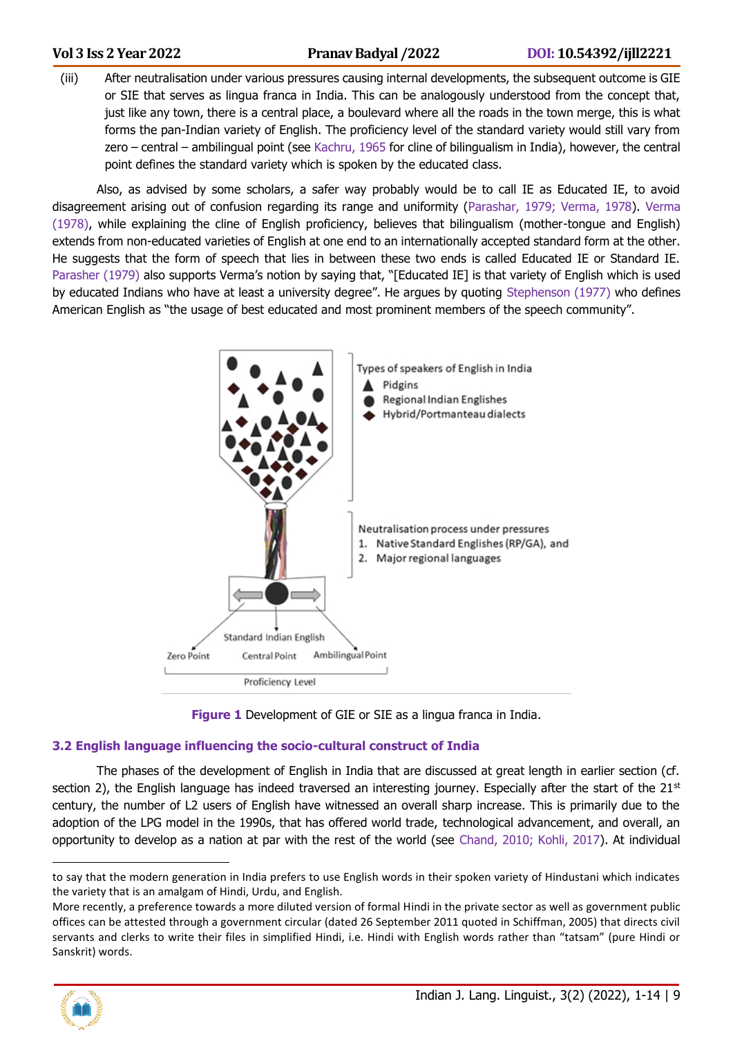(iii) After neutralisation under various pressures causing internal developments, the subsequent outcome is GIE or SIE that serves as lingua franca in India. This can be analogously understood from the concept that, just like any town, there is a central place, a boulevard where all the roads in the town merge, this is what forms the pan-Indian variety of English. The proficiency level of the standard variety would still vary from zero – central – ambilingual point (see Kachru, 1965 for cline of bilingualism in India), however, the central point defines the standard variety which is spoken by the educated class.

Also, as advised by some scholars, a safer way probably would be to call IE as Educated IE, to avoid disagreement arising out of confusion regarding its range and uniformity (Parashar, 1979; Verma, 1978). Verma (1978), while explaining the cline of English proficiency, believes that bilingualism (mother-tongue and English) extends from non-educated varieties of English at one end to an internationally accepted standard form at the other. He suggests that the form of speech that lies in between these two ends is called Educated IE or Standard IE. Parasher (1979) also supports Verma's notion by saying that, "[Educated IE] is that variety of English which is used by educated Indians who have at least a university degree". He argues by quoting Stephenson (1977) who defines American English as "the usage of best educated and most prominent members of the speech community".

Types of speakers of English in India
Pidgins
Regional Indian Englishes
Hybrid/Portmanteau dialects

Neutralisation process under pressures
1. Native Standard Englishes (RP/GA), and
2. Major regional languages

Standard Indian English
Zero Point
Central Point
Ambilingual Point
Proficiency Level

**Figure 1** Development of GIE or SIE as a lingua franca in India.

### 3.2 English language influencing the socio-cultural construct of India

The phases of the development of English in India that are discussed at great length in earlier section (cf. section 2), the English language has indeed traversed an interesting journey. Especially after the start of the 21st century, the number of L2 users of English have witnessed an overall sharp increase. This is primarily due to the adoption of the LPG model in the 1990s, that has offered world trade, technological advancement, and overall, an opportunity to develop as a nation at par with the rest of the world (see Chand, 2010; Kohli, 2017). At individual

---

to say that the modern generation in India prefers to use English words in their spoken variety of Hindustani which indicates the variety that is an amalgam of Hindi, Urdu, and English.

More recently, a preference towards a more diluted version of formal Hindi in the private sector as well as government public offices can be attested through a government circular (dated 26 September 2011 quoted in Schiffman, 2005) that directs civil servants and clerks to write their files in simplified Hindi, i.e. Hindi with English words rather than "tatsam" (pure Hindi or Sanskrit) words.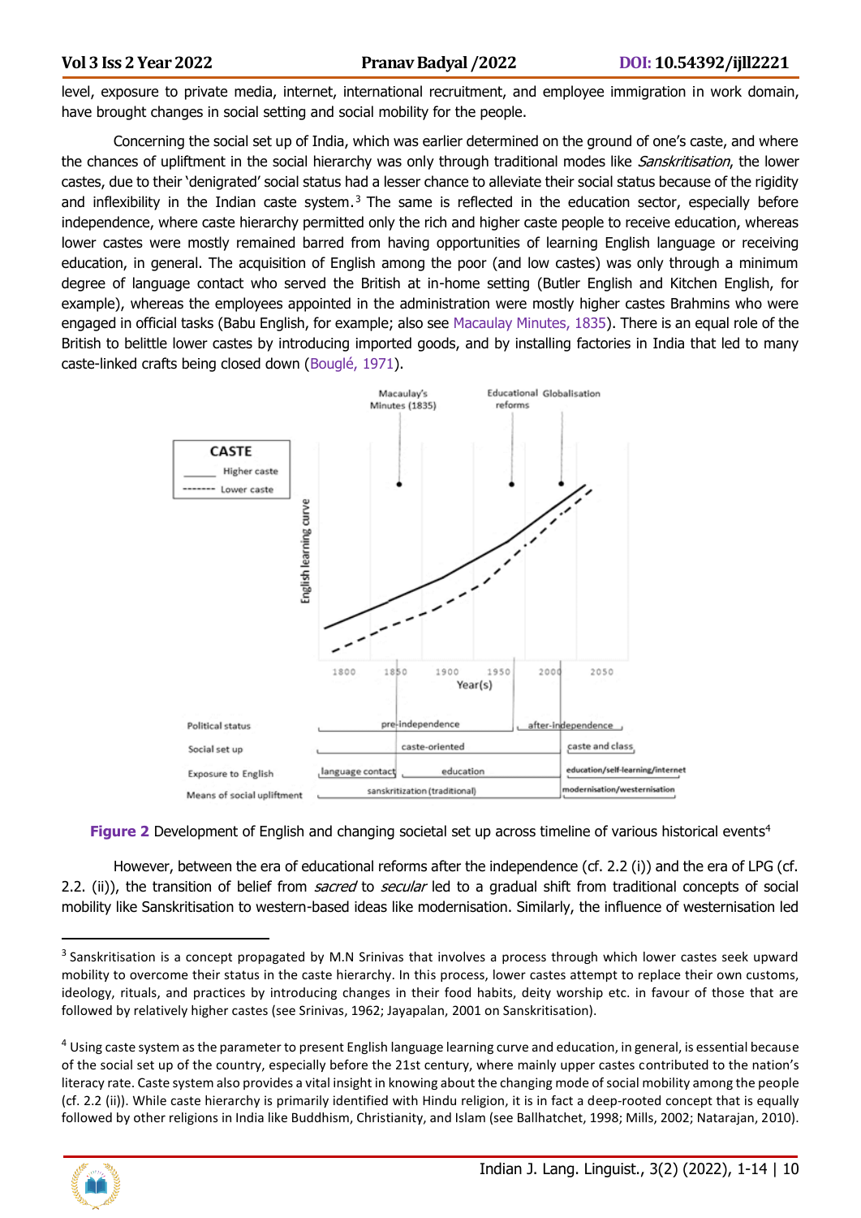level, exposure to private media, internet, international recruitment, and employee immigration in work domain, have brought changes in social setting and social mobility for the people.

Concerning the social set up of India, which was earlier determined on the ground of one's caste, and where the chances of upliftment in the social hierarchy was only through traditional modes like *Sanskritisation*, the lower castes, due to their 'denigrated' social status had a lesser chance to alleviate their social status because of the rigidity and inflexibility in the Indian caste system.[3] The same is reflected in the education sector, especially before independence, where caste hierarchy permitted only the rich and higher caste people to receive education, whereas lower castes were mostly remained barred from having opportunities of learning English language or receiving education, in general. The acquisition of English among the poor (and low castes) was only through a minimum degree of language contact who served the British at in-home setting (Butler English and Kitchen English, for example), whereas the employees appointed in the administration were mostly higher castes Brahmins who were engaged in official tasks (Babu English, for example; also see Macaulay Minutes, 1835). There is an equal role of the British to belittle lower castes by introducing imported goods, and by installing factories in India that led to many caste-linked crafts being closed down (Bouglé, 1971).

CASTE
Higher caste
Lower caste

Macaulay's Minutes (1835)
Educational reforms
Globalisation

English learning curve

1800
1850
1900
1950
2000
2050
Year(s)

Political status: pre-independence; after-independence
Social set up: caste-oriented; caste and class
Exposure to English: language contact; education; education/self-learning/internet
Means of social upliftment: sanskritization (traditional); modernisation/westernisation

**Figure 2** Development of English and changing societal set up across timeline of various historical events[4]

However, between the era of educational reforms after the independence (cf. 2.2 (i)) and the era of LPG (cf. 2.2. (ii)), the transition of belief from *sacred* to *secular* led to a gradual shift from traditional concepts of social mobility like Sanskritisation to western-based ideas like modernisation. Similarly, the influence of westernisation led

[3] Sanskritisation is a concept propagated by M.N Srinivas that involves a process through which lower castes seek upward mobility to overcome their status in the caste hierarchy. In this process, lower castes attempt to replace their own customs, ideology, rituals, and practices by introducing changes in their food habits, deity worship etc. in favour of those that are followed by relatively higher castes (see Srinivas, 1962; Jayapalan, 2001 on Sanskritisation).

[4] Using caste system as the parameter to present English language learning curve and education, in general, is essential because of the social set up of the country, especially before the 21st century, where mainly upper castes contributed to the nation's literacy rate. Caste system also provides a vital insight in knowing about the changing mode of social mobility among the people (cf. 2.2 (ii)). While caste hierarchy is primarily identified with Hindu religion, it is in fact a deep-rooted concept that is equally followed by other religions in India like Buddhism, Christianity, and Islam (see Ballhatchet, 1998; Mills, 2002; Natarajan, 2010).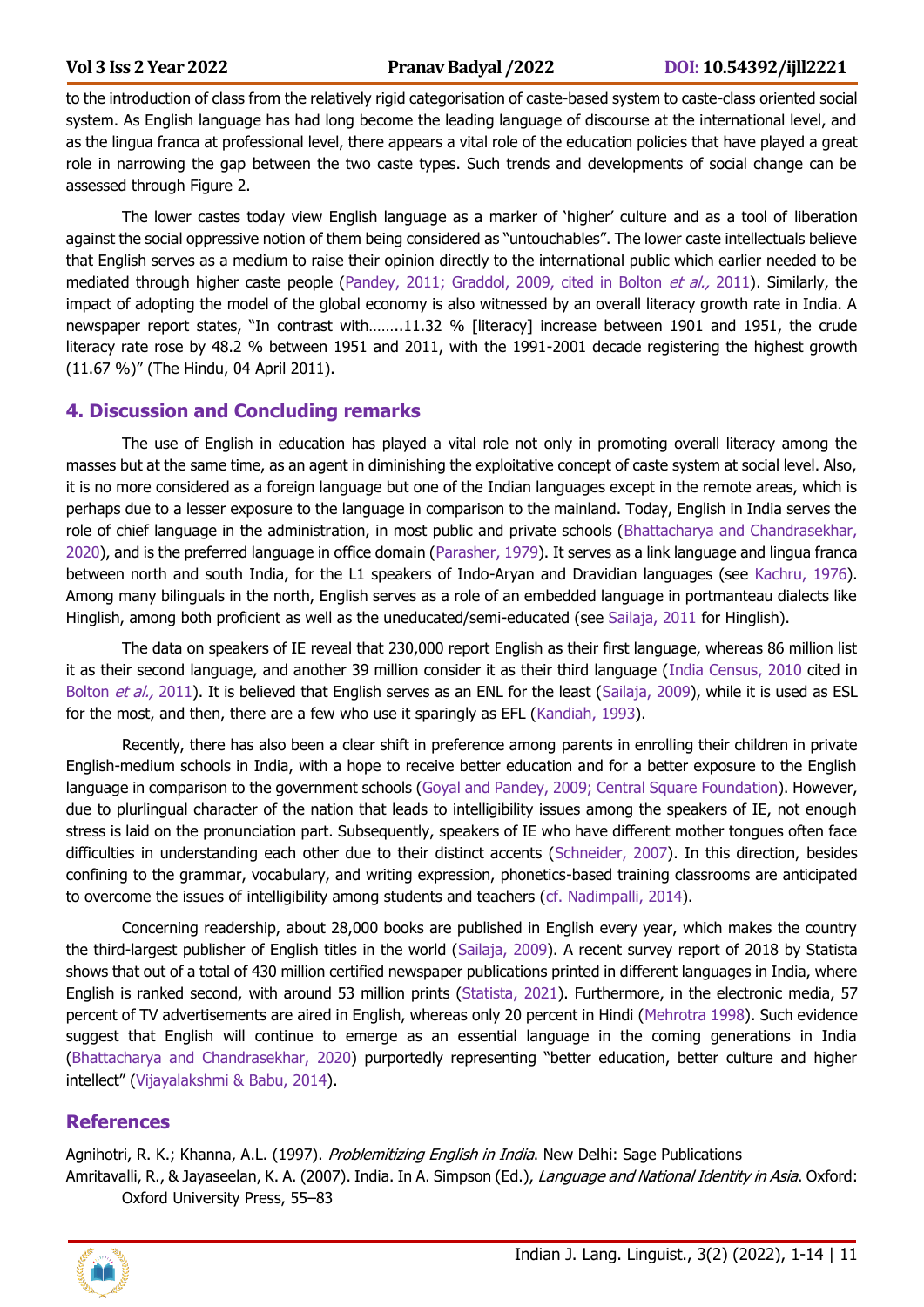to the introduction of class from the relatively rigid categorisation of caste-based system to caste-class oriented social system. As English language has had long become the leading language of discourse at the international level, and as the lingua franca at professional level, there appears a vital role of the education policies that have played a great role in narrowing the gap between the two caste types. Such trends and developments of social change can be assessed through Figure 2.

The lower castes today view English language as a marker of 'higher' culture and as a tool of liberation against the social oppressive notion of them being considered as "untouchables". The lower caste intellectuals believe that English serves as a medium to raise their opinion directly to the international public which earlier needed to be mediated through higher caste people (Pandey, 2011; Graddol, 2009, cited in Bolton *et al.,* 2011). Similarly, the impact of adopting the model of the global economy is also witnessed by an overall literacy growth rate in India. A newspaper report states, "In contrast with……..11.32 % [literacy] increase between 1901 and 1951, the crude literacy rate rose by 48.2 % between 1951 and 2011, with the 1991-2001 decade registering the highest growth (11.67 %)" (The Hindu, 04 April 2011).

## 4. Discussion and Concluding remarks

The use of English in education has played a vital role not only in promoting overall literacy among the masses but at the same time, as an agent in diminishing the exploitative concept of caste system at social level. Also, it is no more considered as a foreign language but one of the Indian languages except in the remote areas, which is perhaps due to a lesser exposure to the language in comparison to the mainland. Today, English in India serves the role of chief language in the administration, in most public and private schools (Bhattacharya and Chandrasekhar, 2020), and is the preferred language in office domain (Parasher, 1979). It serves as a link language and lingua franca between north and south India, for the L1 speakers of Indo-Aryan and Dravidian languages (see Kachru, 1976). Among many bilinguals in the north, English serves as a role of an embedded language in portmanteau dialects like Hinglish, among both proficient as well as the uneducated/semi-educated (see Sailaja, 2011 for Hinglish).

The data on speakers of IE reveal that 230,000 report English as their first language, whereas 86 million list it as their second language, and another 39 million consider it as their third language (India Census, 2010 cited in Bolton *et al.,* 2011). It is believed that English serves as an ENL for the least (Sailaja, 2009), while it is used as ESL for the most, and then, there are a few who use it sparingly as EFL (Kandiah, 1993).

Recently, there has also been a clear shift in preference among parents in enrolling their children in private English-medium schools in India, with a hope to receive better education and for a better exposure to the English language in comparison to the government schools (Goyal and Pandey, 2009; Central Square Foundation). However, due to plurlingual character of the nation that leads to intelligibility issues among the speakers of IE, not enough stress is laid on the pronunciation part. Subsequently, speakers of IE who have different mother tongues often face difficulties in understanding each other due to their distinct accents (Schneider, 2007). In this direction, besides confining to the grammar, vocabulary, and writing expression, phonetics-based training classrooms are anticipated to overcome the issues of intelligibility among students and teachers (cf. Nadimpalli, 2014).

Concerning readership, about 28,000 books are published in English every year, which makes the country the third-largest publisher of English titles in the world (Sailaja, 2009). A recent survey report of 2018 by Statista shows that out of a total of 430 million certified newspaper publications printed in different languages in India, where English is ranked second, with around 53 million prints (Statista, 2021). Furthermore, in the electronic media, 57 percent of TV advertisements are aired in English, whereas only 20 percent in Hindi (Mehrotra 1998). Such evidence suggest that English will continue to emerge as an essential language in the coming generations in India (Bhattacharya and Chandrasekhar, 2020) purportedly representing "better education, better culture and higher intellect" (Vijayalakshmi & Babu, 2014).

## References

Agnihotri, R. K.; Khanna, A.L. (1997). *Problemitizing English in India*. New Delhi: Sage Publications

Amritavalli, R., & Jayaseelan, K. A. (2007). India. In A. Simpson (Ed.), *Language and National Identity in Asia*. Oxford: Oxford University Press, 55–83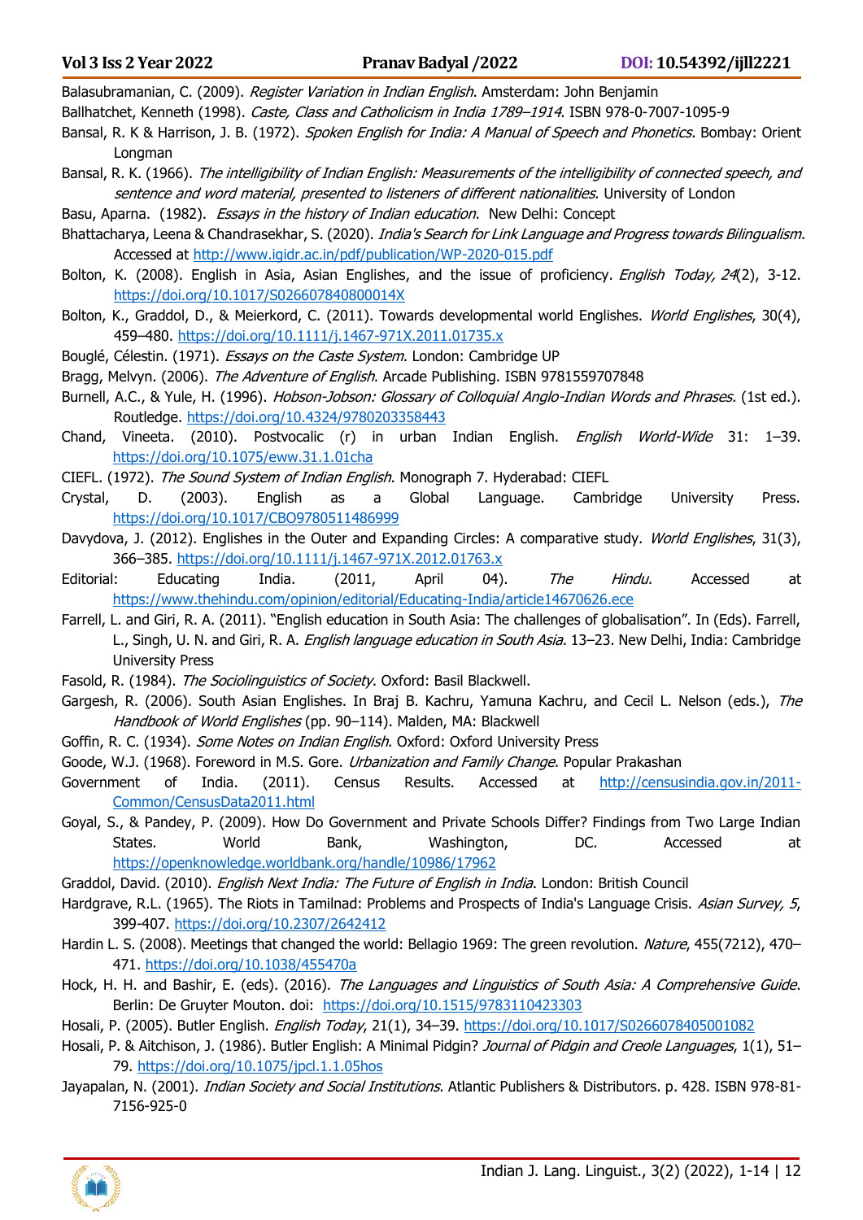Balasubramanian, C. (2009). *Register Variation in Indian English*. Amsterdam: John Benjamin

Ballhatchet, Kenneth (1998). *Caste, Class and Catholicism in India 1789–1914*. ISBN 978-0-7007-1095-9

Bansal, R. K & Harrison, J. B. (1972). *Spoken English for India: A Manual of Speech and Phonetics*. Bombay: Orient Longman

Bansal, R. K. (1966). *The intelligibility of Indian English: Measurements of the intelligibility of connected speech, and sentence and word material, presented to listeners of different nationalities.* University of London

Basu, Aparna. (1982). *Essays in the history of Indian education*. New Delhi: Concept

Bhattacharya, Leena & Chandrasekhar, S. (2020). *India's Search for Link Language and Progress towards Bilingualism*. Accessed at http://www.igidr.ac.in/pdf/publication/WP-2020-015.pdf

Bolton, K. (2008). English in Asia, Asian Englishes, and the issue of proficiency. *English Today, 24*(2), 3-12. https://doi.org/10.1017/S026607840800014X

Bolton, K., Graddol, D., & Meierkord, C. (2011). Towards developmental world Englishes. *World Englishes*, 30(4), 459–480. https://doi.org/10.1111/j.1467-971X.2011.01735.x

Bouglé, Célestin. (1971). *Essays on the Caste System*. London: Cambridge UP

Bragg, Melvyn. (2006). *The Adventure of English*. Arcade Publishing. ISBN 9781559707848

Burnell, A.C., & Yule, H. (1996). *Hobson-Jobson: Glossary of Colloquial Anglo-Indian Words and Phrases.* (1st ed.). Routledge. https://doi.org/10.4324/9780203358443

Chand, Vineeta. (2010). Postvocalic (r) in urban Indian English. *English World-Wide* 31: 1–39. https://doi.org/10.1075/eww.31.1.01cha

CIEFL. (1972). *The Sound System of Indian English*. Monograph 7. Hyderabad: CIEFL

Crystal, D. (2003). English as a Global Language. Cambridge University Press. https://doi.org/10.1017/CBO9780511486999

Davydova, J. (2012). Englishes in the Outer and Expanding Circles: A comparative study. *World Englishes*, 31(3), 366–385. https://doi.org/10.1111/j.1467-971X.2012.01763.x

Editorial: Educating India. (2011, April 04). *The Hindu.* Accessed at https://www.thehindu.com/opinion/editorial/Educating-India/article14670626.ece

Farrell, L. and Giri, R. A. (2011). "English education in South Asia: The challenges of globalisation". In (Eds). Farrell, L., Singh, U. N. and Giri, R. A. *English language education in South Asia*. 13–23. New Delhi, India: Cambridge University Press

Fasold, R. (1984). *The Sociolinguistics of Society*. Oxford: Basil Blackwell.

Gargesh, R. (2006). South Asian Englishes. In Braj B. Kachru, Yamuna Kachru, and Cecil L. Nelson (eds.), *The Handbook of World Englishes* (pp. 90–114). Malden, MA: Blackwell

Goffin, R. C. (1934). *Some Notes on Indian English*. Oxford: Oxford University Press

Goode, W.J. (1968). Foreword in M.S. Gore. *Urbanization and Family Change*. Popular Prakashan

Government of India. (2011). Census Results. Accessed at http://censusindia.gov.in/2011-Common/CensusData2011.html

Goyal, S., & Pandey, P. (2009). How Do Government and Private Schools Differ? Findings from Two Large Indian States. World Bank, Washington, DC. Accessed at https://openknowledge.worldbank.org/handle/10986/17962

Graddol, David. (2010). *English Next India: The Future of English in India*. London: British Council

Hardgrave, R.L. (1965). The Riots in Tamilnad: Problems and Prospects of India's Language Crisis. *Asian Survey, 5*, 399-407. https://doi.org/10.2307/2642412

Hardin L. S. (2008). Meetings that changed the world: Bellagio 1969: The green revolution. *Nature*, 455(7212), 470–471. https://doi.org/10.1038/455470a

Hock, H. H. and Bashir, E. (eds). (2016). *The Languages and Linguistics of South Asia: A Comprehensive Guide*. Berlin: De Gruyter Mouton. doi: https://doi.org/10.1515/9783110423303

Hosali, P. (2005). Butler English. *English Today*, 21(1), 34–39. https://doi.org/10.1017/S0266078405001082

Hosali, P. & Aitchison, J. (1986). Butler English: A Minimal Pidgin? *Journal of Pidgin and Creole Languages*, 1(1), 51–79. https://doi.org/10.1075/jpcl.1.1.05hos

Jayapalan, N. (2001). *Indian Society and Social Institutions*. Atlantic Publishers & Distributors. p. 428. ISBN 978-81-7156-925-0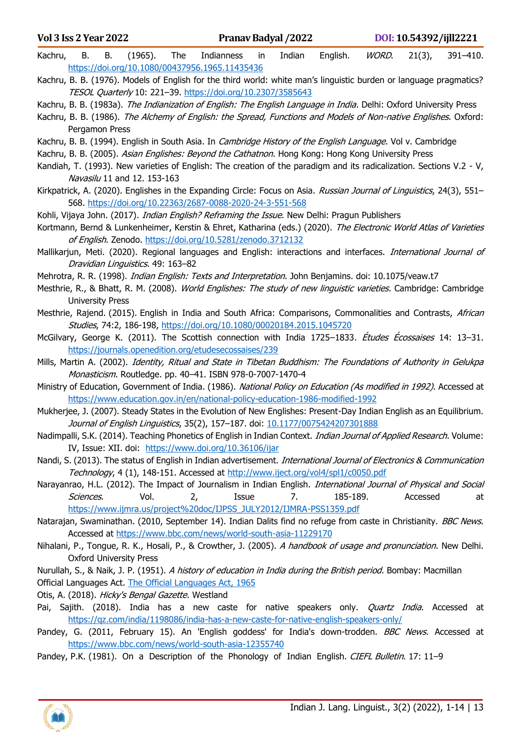Kachru, B. B. (1965). The Indianness in Indian English. *WORD*. 21(3), 391–410. https://doi.org/10.1080/00437956.1965.11435436

Kachru, B. B. (1976). Models of English for the third world: white man's linguistic burden or language pragmatics? *TESOL Quarterly* 10: 221–39. https://doi.org/10.2307/3585643

Kachru, B. B. (1983a). *The Indianization of English: The English Language in India*. Delhi: Oxford University Press

Kachru, B. B. (1986). *The Alchemy of English: the Spread, Functions and Models of Non-native Englishes*. Oxford: Pergamon Press

Kachru, B. B. (1994). English in South Asia. In *Cambridge History of the English Language*. Vol v. Cambridge

Kachru, B. B. (2005). *Asian Englishes: Beyond the Cathatnon*. Hong Kong: Hong Kong University Press

Kandiah, T. (1993). New varieties of English: The creation of the paradigm and its radicalization. Sections V.2 - V, *Navasilu* 11 and 12. 153-163

Kirkpatrick, A. (2020). Englishes in the Expanding Circle: Focus on Asia. *Russian Journal of Linguistics*, 24(3), 551–568. https://doi.org/10.22363/2687-0088-2020-24-3-551-568

Kohli, Vijaya John. (2017). *Indian English? Reframing the Issue*. New Delhi: Pragun Publishers

Kortmann, Bernd & Lunkenheimer, Kerstin & Ehret, Katharina (eds.) (2020). *The Electronic World Atlas of Varieties of English*. Zenodo. https://doi.org/10.5281/zenodo.3712132

Mallikarjun, Meti. (2020). Regional languages and English: interactions and interfaces. *International Journal of Dravidian Linguistics*. 49: 163–82

Mehrotra, R. R. (1998). *Indian English: Texts and Interpretation*. John Benjamins. doi: 10.1075/veaw.t7

Mesthrie, R., & Bhatt, R. M. (2008). *World Englishes: The study of new linguistic varieties*. Cambridge: Cambridge University Press

Mesthrie, Rajend. (2015). English in India and South Africa: Comparisons, Commonalities and Contrasts, *African Studies*, 74:2, 186-198, https://doi.org/10.1080/00020184.2015.1045720

McGilvary, George K. (2011). The Scottish connection with India 1725–1833. *Études Écossaises* 14: 13–31. https://journals.openedition.org/etudesecossaises/239

Mills, Martin A. (2002). *Identity, Ritual and State in Tibetan Buddhism: The Foundations of Authority in Gelukpa Monasticism*. Routledge. pp. 40–41. ISBN 978-0-7007-1470-4

Ministry of Education, Government of India. (1986). *National Policy on Education (As modified in 1992)*. Accessed at https://www.education.gov.in/en/national-policy-education-1986-modified-1992

Mukherjee, J. (2007). Steady States in the Evolution of New Englishes: Present-Day Indian English as an Equilibrium. *Journal of English Linguistics*, 35(2), 157–187. doi: 10.1177/0075424207301888

Nadimpalli, S.K. (2014). Teaching Phonetics of English in Indian Context. *Indian Journal of Applied Research*. Volume: IV, Issue: XII. doi: https://www.doi.org/10.36106/ijar

Nandi, S. (2013). The status of English in Indian advertisement. *International Journal of Electronics & Communication Technology*, 4 (1), 148-151. Accessed at http://www.iject.org/vol4/spl1/c0050.pdf

Narayanrao, H.L. (2012). The Impact of Journalism in Indian English. *International Journal of Physical and Social Sciences*. Vol. 2, Issue 7. 185-189. Accessed at https://www.ijmra.us/project%20doc/IJPSS_JULY2012/IJMRA-PSS1359.pdf

Natarajan, Swaminathan. (2010, September 14). Indian Dalits find no refuge from caste in Christianity. *BBC News*. Accessed at https://www.bbc.com/news/world-south-asia-11229170

Nihalani, P., Tongue, R. K., Hosali, P., & Crowther, J. (2005). *A handbook of usage and pronunciation*. New Delhi. Oxford University Press

Nurullah, S., & Naik, J. P. (1951). *A history of education in India during the British period*. Bombay: Macmillan

Official Languages Act. The Official Languages Act, 1965

Otis, A. (2018). *Hicky's Bengal Gazette*. Westland

Pai, Sajith. (2018). India has a new caste for native speakers only. *Quartz India*. Accessed at https://qz.com/india/1198086/india-has-a-new-caste-for-native-english-speakers-only/

Pandey, G. (2011, February 15). An 'English goddess' for India's down-trodden. *BBC News.* Accessed at https://www.bbc.com/news/world-south-asia-12355740

Pandey, P.K. (1981). On a Description of the Phonology of Indian English. *CIEFL Bulletin*. 17: 11–9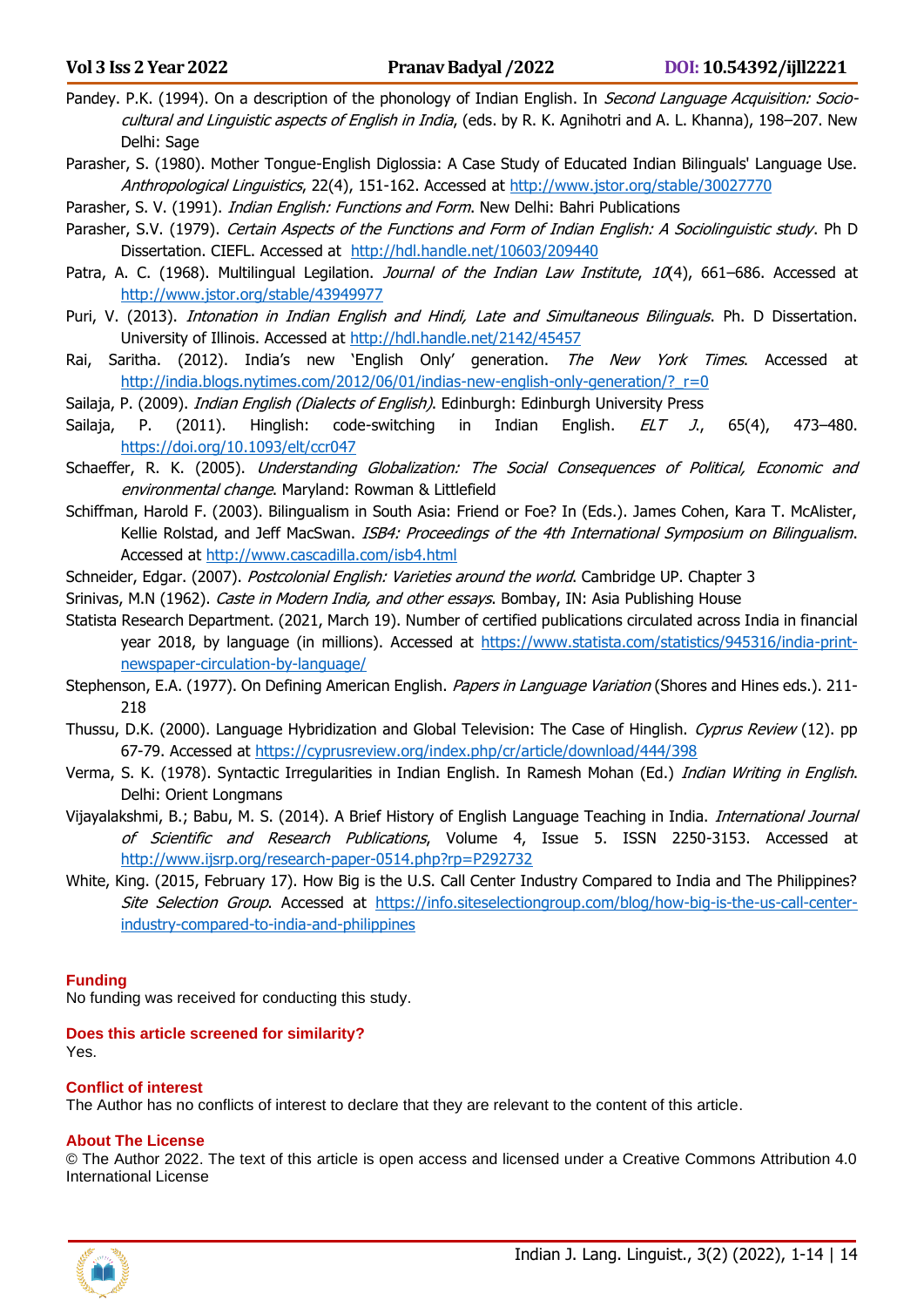Pandey. P.K. (1994). On a description of the phonology of Indian English. In *Second Language Acquisition: Socio-cultural and Linguistic aspects of English in India*, (eds. by R. K. Agnihotri and A. L. Khanna), 198–207. New Delhi: Sage

Parasher, S. (1980). Mother Tongue-English Diglossia: A Case Study of Educated Indian Bilinguals' Language Use. *Anthropological Linguistics*, 22(4), 151-162. Accessed at http://www.jstor.org/stable/30027770

Parasher, S. V. (1991). *Indian English: Functions and Form*. New Delhi: Bahri Publications

Parasher, S.V. (1979). *Certain Aspects of the Functions and Form of Indian English: A Sociolinguistic study*. Ph D Dissertation. CIEFL. Accessed at http://hdl.handle.net/10603/209440

Patra, A. C. (1968). Multilingual Legilation. *Journal of the Indian Law Institute*, *10*(4), 661–686. Accessed at http://www.jstor.org/stable/43949977

Puri, V. (2013). *Intonation in Indian English and Hindi, Late and Simultaneous Bilinguals*. Ph. D Dissertation. University of Illinois. Accessed at http://hdl.handle.net/2142/45457

Rai, Saritha. (2012). India's new 'English Only' generation. *The New York Times*. Accessed at http://india.blogs.nytimes.com/2012/06/01/indias-new-english-only-generation/?_r=0

Sailaja, P. (2009). *Indian English (Dialects of English)*. Edinburgh: Edinburgh University Press

Sailaja, P. (2011). Hinglish: code-switching in Indian English. *ELT J.*, 65(4), 473–480. https://doi.org/10.1093/elt/ccr047

Schaeffer, R. K. (2005). *Understanding Globalization: The Social Consequences of Political, Economic and environmental change*. Maryland: Rowman & Littlefield

Schiffman, Harold F. (2003). Bilingualism in South Asia: Friend or Foe? In (Eds.). James Cohen, Kara T. McAlister, Kellie Rolstad, and Jeff MacSwan. *ISB4: Proceedings of the 4th International Symposium on Bilingualism*. Accessed at http://www.cascadilla.com/isb4.html

Schneider, Edgar. (2007). *Postcolonial English: Varieties around the world*. Cambridge UP. Chapter 3

Srinivas, M.N (1962). *Caste in Modern India, and other essays*. Bombay, IN: Asia Publishing House

Statista Research Department. (2021, March 19). Number of certified publications circulated across India in financial year 2018, by language (in millions). Accessed at https://www.statista.com/statistics/945316/india-print-newspaper-circulation-by-language/

Stephenson, E.A. (1977). On Defining American English. *Papers in Language Variation* (Shores and Hines eds.). 211-218

Thussu, D.K. (2000). Language Hybridization and Global Television: The Case of Hinglish. *Cyprus Review* (12). pp 67-79. Accessed at https://cyprusreview.org/index.php/cr/article/download/444/398

Verma, S. K. (1978). Syntactic Irregularities in Indian English. In Ramesh Mohan (Ed.) *Indian Writing in English*. Delhi: Orient Longmans

Vijayalakshmi, B.; Babu, M. S. (2014). A Brief History of English Language Teaching in India. *International Journal of Scientific and Research Publications*, Volume 4, Issue 5. ISSN 2250-3153. Accessed at http://www.ijsrp.org/research-paper-0514.php?rp=P292732

White, King. (2015, February 17). How Big is the U.S. Call Center Industry Compared to India and The Philippines? *Site Selection Group*. Accessed at https://info.siteselectiongroup.com/blog/how-big-is-the-us-call-center-industry-compared-to-india-and-philippines

### Funding

No funding was received for conducting this study.

### Does this article screened for similarity?

Yes.

### Conflict of interest

The Author has no conflicts of interest to declare that they are relevant to the content of this article.

### About The License

© The Author 2022. The text of this article is open access and licensed under a Creative Commons Attribution 4.0 International License